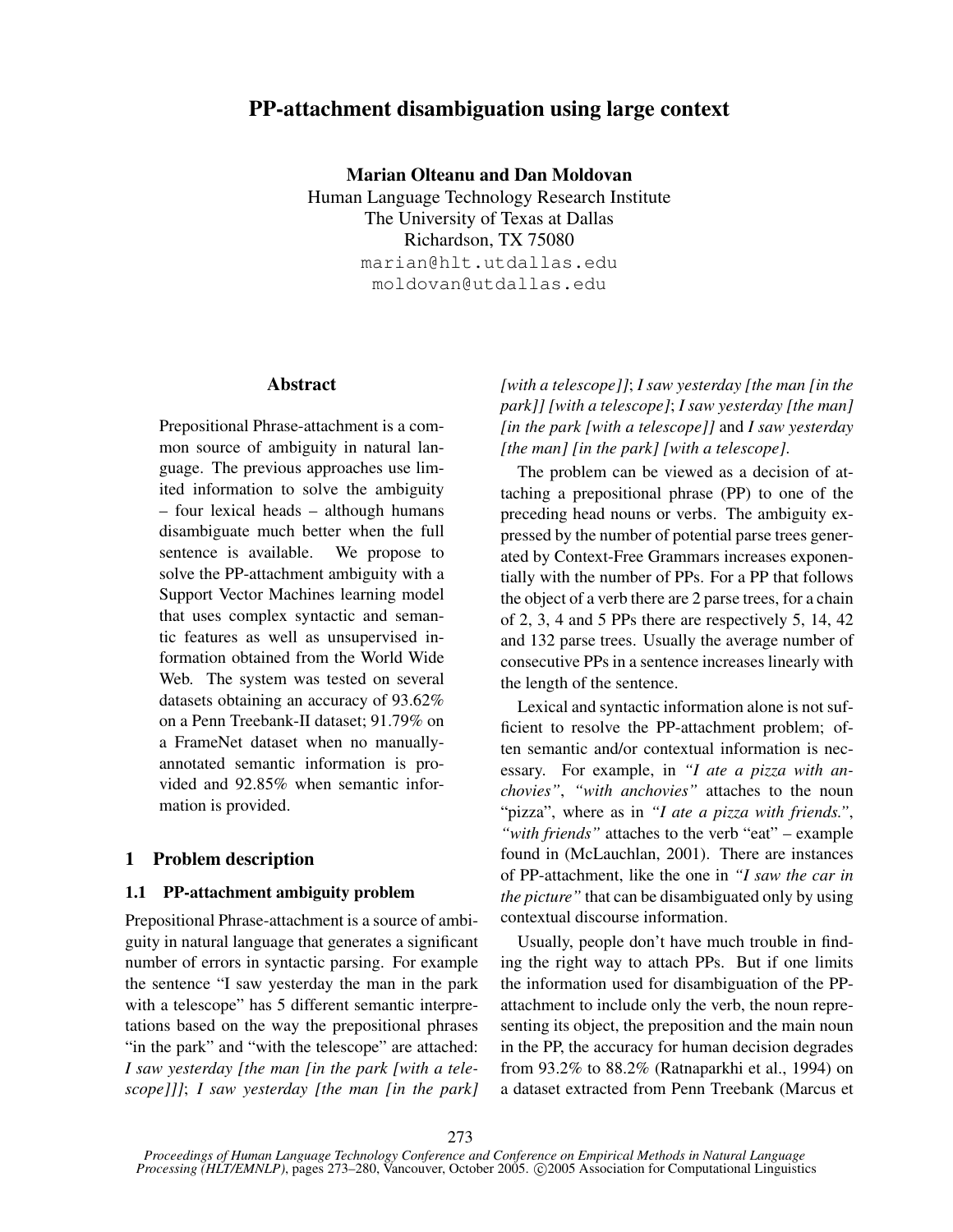# PP-attachment disambiguation using large context

**Marian Olteanu and Dan Moldovan**
Human Language Technology Research Institute
The University of Texas at Dallas
Richardson, TX 75080
marian@hlt.utdallas.edu
moldovan@utdallas.edu

## Abstract

Prepositional Phrase-attachment is a common source of ambiguity in natural language. The previous approaches use limited information to solve the ambiguity – four lexical heads – although humans disambiguate much better when the full sentence is available. We propose to solve the PP-attachment ambiguity with a Support Vector Machines learning model that uses complex syntactic and semantic features as well as unsupervised information obtained from the World Wide Web. The system was tested on several datasets obtaining an accuracy of 93.62% on a Penn Treebank-II dataset; 91.79% on a FrameNet dataset when no manually-annotated semantic information is provided and 92.85% when semantic information is provided.

## 1 Problem description

### 1.1 PP-attachment ambiguity problem

Prepositional Phrase-attachment is a source of ambiguity in natural language that generates a significant number of errors in syntactic parsing. For example the sentence "I saw yesterday the man in the park with a telescope" has 5 different semantic interpretations based on the way the prepositional phrases "in the park" and "with the telescope" are attached: *I saw yesterday [the man [in the park [with a telescope]]]*; *I saw yesterday [the man [in the park] [with a telescope]]*; *I saw yesterday [the man [in the park]] [with a telescope]*; *I saw yesterday [the man] [in the park [with a telescope]]* and *I saw yesterday [the man] [in the park] [with a telescope]*.

The problem can be viewed as a decision of attaching a prepositional phrase (PP) to one of the preceding head nouns or verbs. The ambiguity expressed by the number of potential parse trees generated by Context-Free Grammars increases exponentially with the number of PPs. For a PP that follows the object of a verb there are 2 parse trees, for a chain of 2, 3, 4 and 5 PPs there are respectively 5, 14, 42 and 132 parse trees. Usually the average number of consecutive PPs in a sentence increases linearly with the length of the sentence.

Lexical and syntactic information alone is not sufficient to resolve the PP-attachment problem; often semantic and/or contextual information is necessary. For example, in *"I ate a pizza with anchovies"*, *"with anchovies"* attaches to the noun "pizza", where as in *"I ate a pizza with friends."*, *"with friends"* attaches to the verb "eat" – example found in (McLauchlan, 2001). There are instances of PP-attachment, like the one in *"I saw the car in the picture"* that can be disambiguated only by using contextual discourse information.

Usually, people don't have much trouble in finding the right way to attach PPs. But if one limits the information used for disambiguation of the PP-attachment to include only the verb, the noun representing its object, the preposition and the main noun in the PP, the accuracy for human decision degrades from 93.2% to 88.2% (Ratnaparkhi et al., 1994) on a dataset extracted from Penn Treebank (Marcus et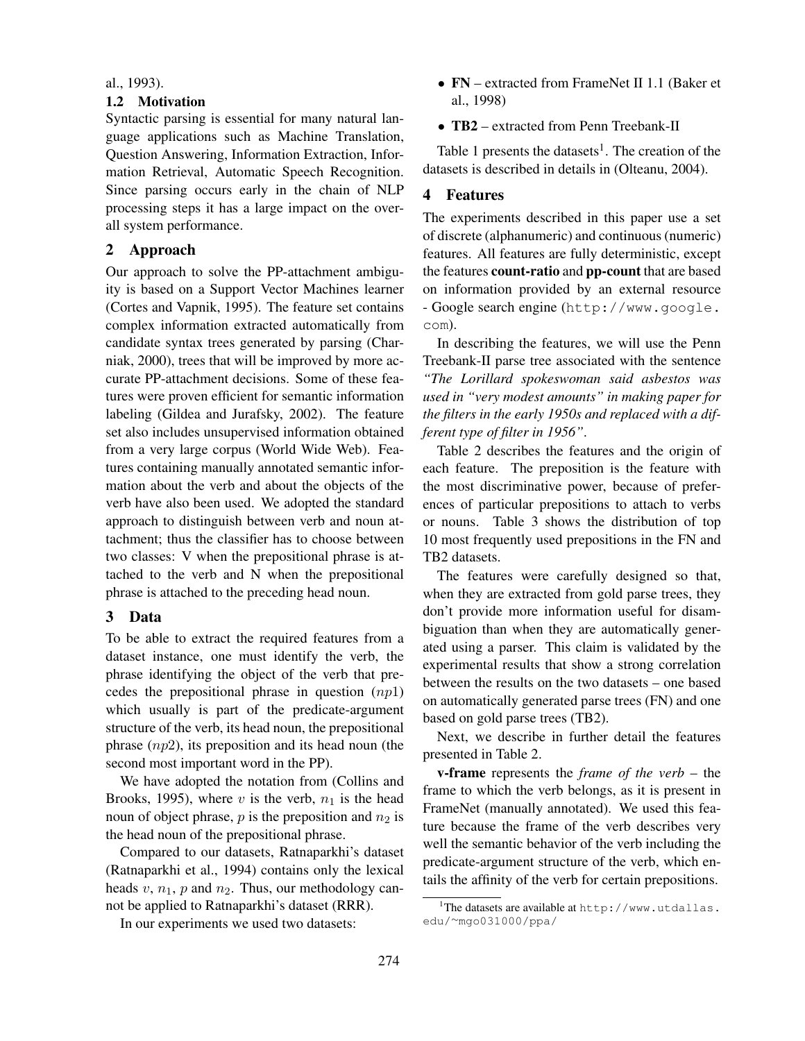al., 1993).

### 1.2 Motivation

Syntactic parsing is essential for many natural language applications such as Machine Translation, Question Answering, Information Extraction, Information Retrieval, Automatic Speech Recognition. Since parsing occurs early in the chain of NLP processing steps it has a large impact on the overall system performance.

## 2 Approach

Our approach to solve the PP-attachment ambiguity is based on a Support Vector Machines learner (Cortes and Vapnik, 1995). The feature set contains complex information extracted automatically from candidate syntax trees generated by parsing (Charniak, 2000), trees that will be improved by more accurate PP-attachment decisions. Some of these features were proven efficient for semantic information labeling (Gildea and Jurafsky, 2002). The feature set also includes unsupervised information obtained from a very large corpus (World Wide Web). Features containing manually annotated semantic information about the verb and about the objects of the verb have also been used. We adopted the standard approach to distinguish between verb and noun attachment; thus the classifier has to choose between two classes: V when the prepositional phrase is attached to the verb and N when the prepositional phrase is attached to the preceding head noun.

## 3 Data

To be able to extract the required features from a dataset instance, one must identify the verb, the phrase identifying the object of the verb that precedes the prepositional phrase in question ($np1$) which usually is part of the predicate-argument structure of the verb, its head noun, the prepositional phrase ($np2$), its preposition and its head noun (the second most important word in the PP).

We have adopted the notation from (Collins and Brooks, 1995), where $v$ is the verb, $n_1$ is the head noun of object phrase, $p$ is the preposition and $n_2$ is the head noun of the prepositional phrase.

Compared to our datasets, Ratnaparkhi's dataset (Ratnaparkhi et al., 1994) contains only the lexical heads $v$, $n_1$, $p$ and $n_2$. Thus, our methodology cannot be applied to Ratnaparkhi's dataset (RRR).

In our experiments we used two datasets:

- **FN** – extracted from FrameNet II 1.1 (Baker et al., 1998)
- **TB2** – extracted from Penn Treebank-II

Table 1 presents the datasets[1]. The creation of the datasets is described in details in (Olteanu, 2004).

## 4 Features

The experiments described in this paper use a set of discrete (alphanumeric) and continuous (numeric) features. All features are fully deterministic, except the features **count-ratio** and **pp-count** that are based on information provided by an external resource - Google search engine (`http://www.google.com`).

In describing the features, we will use the Penn Treebank-II parse tree associated with the sentence *"The Lorillard spokeswoman said asbestos was used in "very modest amounts" in making paper for the filters in the early 1950s and replaced with a different type of filter in 1956"*.

Table 2 describes the features and the origin of each feature. The preposition is the feature with the most discriminative power, because of preferences of particular prepositions to attach to verbs or nouns. Table 3 shows the distribution of top 10 most frequently used prepositions in the FN and TB2 datasets.

The features were carefully designed so that, when they are extracted from gold parse trees, they don't provide more information useful for disambiguation than when they are automatically generated using a parser. This claim is validated by the experimental results that show a strong correlation between the results on the two datasets – one based on automatically generated parse trees (FN) and one based on gold parse trees (TB2).

Next, we describe in further detail the features presented in Table 2.

**v-frame** represents the *frame of the verb* – the frame to which the verb belongs, as it is present in FrameNet (manually annotated). We used this feature because the frame of the verb describes very well the semantic behavior of the verb including the predicate-argument structure of the verb, which entails the affinity of the verb for certain prepositions.

[1] The datasets are available at `http://www.utdallas.edu/~mgo031000/ppa/`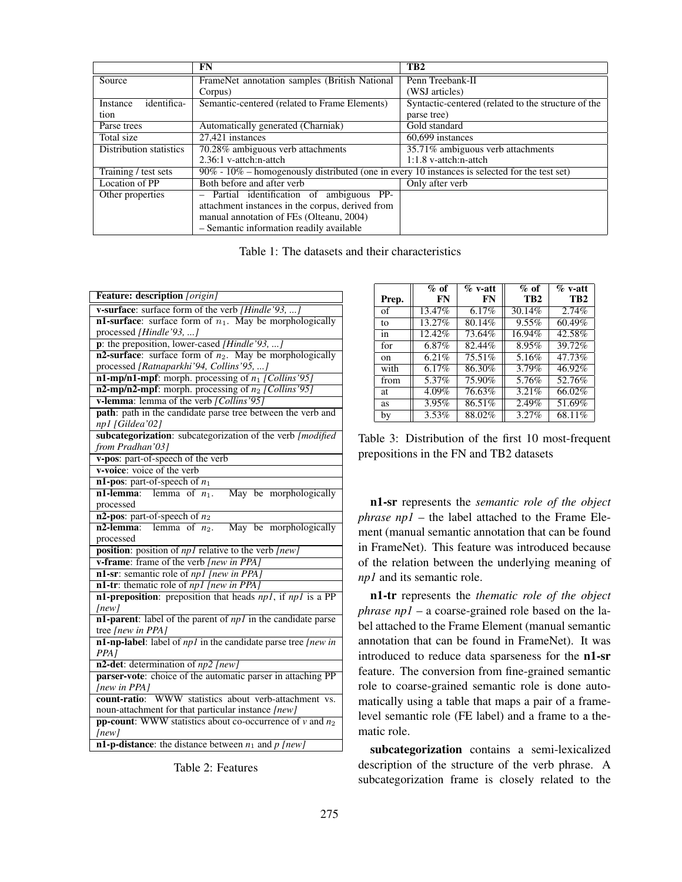|  | FN | TB2 |
|---|---|---|
| Source | FrameNet annotation samples (British National Corpus) | Penn Treebank-II (WSJ articles) |
| Instance identification | Semantic-centered (related to Frame Elements) | Syntactic-centered (related to the structure of the parse tree) |
| Parse trees | Automatically generated (Charniak) | Gold standard |
| Total size | 27,421 instances | 60,699 instances |
| Distribution statistics | 70.28% ambiguous verb attachments<br>2.36:1 v-attch:n-attch | 35.71% ambiguous verb attachments<br>1:1.8 v-attch:n-attch |
| Training / test sets | 90% - 10% – homogenously distributed (one in every 10 instances is selected for the test set) | |
| Location of PP | Both before and after verb | Only after verb |
| Other properties | – Partial identification of ambiguous PP-attachment instances in the corpus, derived from manual annotation of FEs (Olteanu, 2004)<br>– Semantic information readily available | |

Table 1: The datasets and their characteristics

| **Feature: description** *[origin]* |
|---|
| **v-surface**: surface form of the verb *[Hindle'93, ...]* |
| **n1-surface**: surface form of $n_1$. May be morphologically processed *[Hindle'93, ...]* |
| **p**: the preposition, lower-cased *[Hindle'93, ...]* |
| **n2-surface**: surface form of $n_2$. May be morphologically processed *[Ratnaparkhi'94, Collins'95, ...]* |
| **n1-mp/n1-mpf**: morph. processing of $n_1$ *[Collins'95]* |
| **n2-mp/n2-mpf**: morph. processing of $n_2$ *[Collins'95]* |
| **v-lemma**: lemma of the verb *[Collins'95]* |
| **path**: path in the candidate parse tree between the verb and *np1* *[Gildea'02]* |
| **subcategorization**: subcategorization of the verb *[modified from Pradhan'03]* |
| **v-pos**: part-of-speech of the verb |
| **v-voice**: voice of the verb |
| **n1-pos**: part-of-speech of $n_1$ |
| **n1-lemma**: lemma of $n_1$. May be morphologically processed |
| **n2-pos**: part-of-speech of $n_2$ |
| **n2-lemma**: lemma of $n_2$. May be morphologically processed |
| **position**: position of *np1* relative to the verb *[new]* |
| **v-frame**: frame of the verb *[new in PPA]* |
| **n1-sr**: semantic role of *np1* *[new in PPA]* |
| **n1-tr**: thematic role of *np1* *[new in PPA]* |
| **n1-preposition**: preposition that heads *np1*, if *np1* is a PP *[new]* |
| **n1-parent**: label of the parent of *np1* in the candidate parse tree *[new in PPA]* |
| **n1-np-label**: label of *np1* in the candidate parse tree *[new in PPA]* |
| **n2-det**: determination of *np2* *[new]* |
| **parser-vote**: choice of the automatic parser in attaching PP *[new in PPA]* |
| **count-ratio**: WWW statistics about verb-attachment vs. noun-attachment for that particular instance *[new]* |
| **pp-count**: WWW statistics about co-occurrence of *v* and $n_2$ *[new]* |
| **n1-p-distance**: the distance between $n_1$ and *p* *[new]* |

Table 2: Features

| Prep. | % of FN | % v-att FN | % of TB2 | % v-att TB2 |
|---|---|---|---|---|
| of | 13.47% | 6.17% | 30.14% | 2.74% |
| to | 13.27% | 80.14% | 9.55% | 60.49% |
| in | 12.42% | 73.64% | 16.94% | 42.58% |
| for | 6.87% | 82.44% | 8.95% | 39.72% |
| on | 6.21% | 75.51% | 5.16% | 47.73% |
| with | 6.17% | 86.30% | 3.79% | 46.92% |
| from | 5.37% | 75.90% | 5.76% | 52.76% |
| at | 4.09% | 76.63% | 3.21% | 66.02% |
| as | 3.95% | 86.51% | 2.49% | 51.69% |
| by | 3.53% | 88.02% | 3.27% | 68.11% |

Table 3: Distribution of the first 10 most-frequent prepositions in the FN and TB2 datasets

**n1-sr** represents the *semantic role of the object phrase np1* – the label attached to the Frame Element (manual semantic annotation that can be found in FrameNet). This feature was introduced because of the relation between the underlying meaning of *np1* and its semantic role.

**n1-tr** represents the *thematic role of the object phrase np1* – a coarse-grained role based on the label attached to the Frame Element (manual semantic annotation that can be found in FrameNet). It was introduced to reduce data sparseness for the **n1-sr** feature. The conversion from fine-grained semantic role to coarse-grained semantic role is done automatically using a table that maps a pair of a frame-level semantic role (FE label) and a frame to a thematic role.

**subcategorization** contains a semi-lexicalized description of the structure of the verb phrase. A subcategorization frame is closely related to the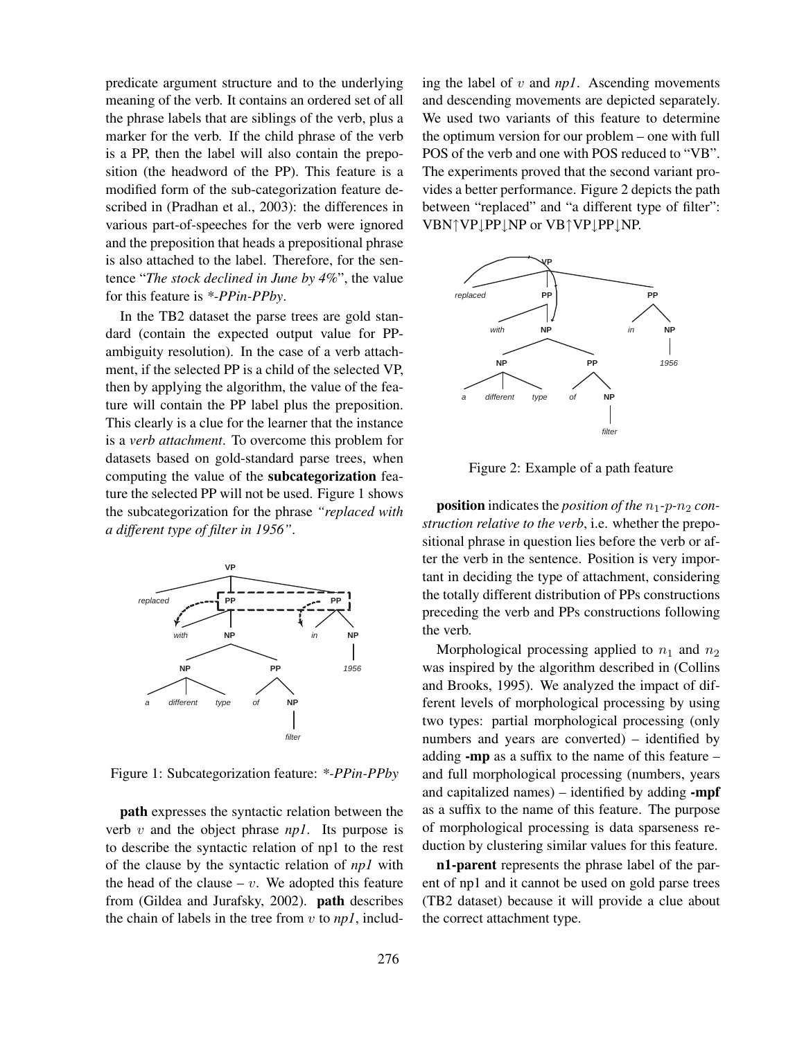predicate argument structure and to the underlying meaning of the verb. It contains an ordered set of all the phrase labels that are siblings of the verb, plus a marker for the verb. If the child phrase of the verb is a PP, then the label will also contain the preposition (the headword of the PP). This feature is a modified form of the sub-categorization feature described in (Pradhan et al., 2003): the differences in various part-of-speeches for the verb were ignored and the preposition that heads a prepositional phrase is also attached to the label. Therefore, for the sentence "*The stock declined in June by 4%*", the value for this feature is *\*-PPin-PPby*.

In the TB2 dataset the parse trees are gold standard (contain the expected output value for PP-ambiguity resolution). In the case of a verb attachment, if the selected PP is a child of the selected VP, then by applying the algorithm, the value of the feature will contain the PP label plus the preposition. This clearly is a clue for the learner that the instance is a *verb attachment*. To overcome this problem for datasets based on gold-standard parse trees, when computing the value of the **subcategorization** feature the selected PP will not be used. Figure 1 shows the subcategorization for the phrase *"replaced with a different type of filter in 1956"*.

Figure 1: Subcategorization feature: *\*-PPin-PPby*

**path** expresses the syntactic relation between the verb $v$ and the object phrase *np1*. Its purpose is to describe the syntactic relation of np1 to the rest of the clause by the syntactic relation of *np1* with the head of the clause – $v$. We adopted this feature from (Gildea and Jurafsky, 2002). **path** describes the chain of labels in the tree from $v$ to *np1*, including the label of $v$ and *np1*. Ascending movements and descending movements are depicted separately. We used two variants of this feature to determine the optimum version for our problem – one with full POS of the verb and one with POS reduced to "VB". The experiments proved that the second variant provides a better performance. Figure 2 depicts the path between "replaced" and "a different type of filter": VBN↑VP↓PP↓NP or VB↑VP↓PP↓NP.

Figure 2: Example of a path feature

**position** indicates the *position of the $n_1$-$p$-$n_2$ construction relative to the verb*, i.e. whether the prepositional phrase in question lies before the verb or after the verb in the sentence. Position is very important in deciding the type of attachment, considering the totally different distribution of PPs constructions preceding the verb and PPs constructions following the verb.

Morphological processing applied to $n_1$ and $n_2$ was inspired by the algorithm described in (Collins and Brooks, 1995). We analyzed the impact of different levels of morphological processing by using two types: partial morphological processing (only numbers and years are converted) – identified by adding **-mp** as a suffix to the name of this feature – and full morphological processing (numbers, years and capitalized names) – identified by adding **-mpf** as a suffix to the name of this feature. The purpose of morphological processing is data sparseness reduction by clustering similar values for this feature.

**n1-parent** represents the phrase label of the parent of np1 and it cannot be used on gold parse trees (TB2 dataset) because it will provide a clue about the correct attachment type.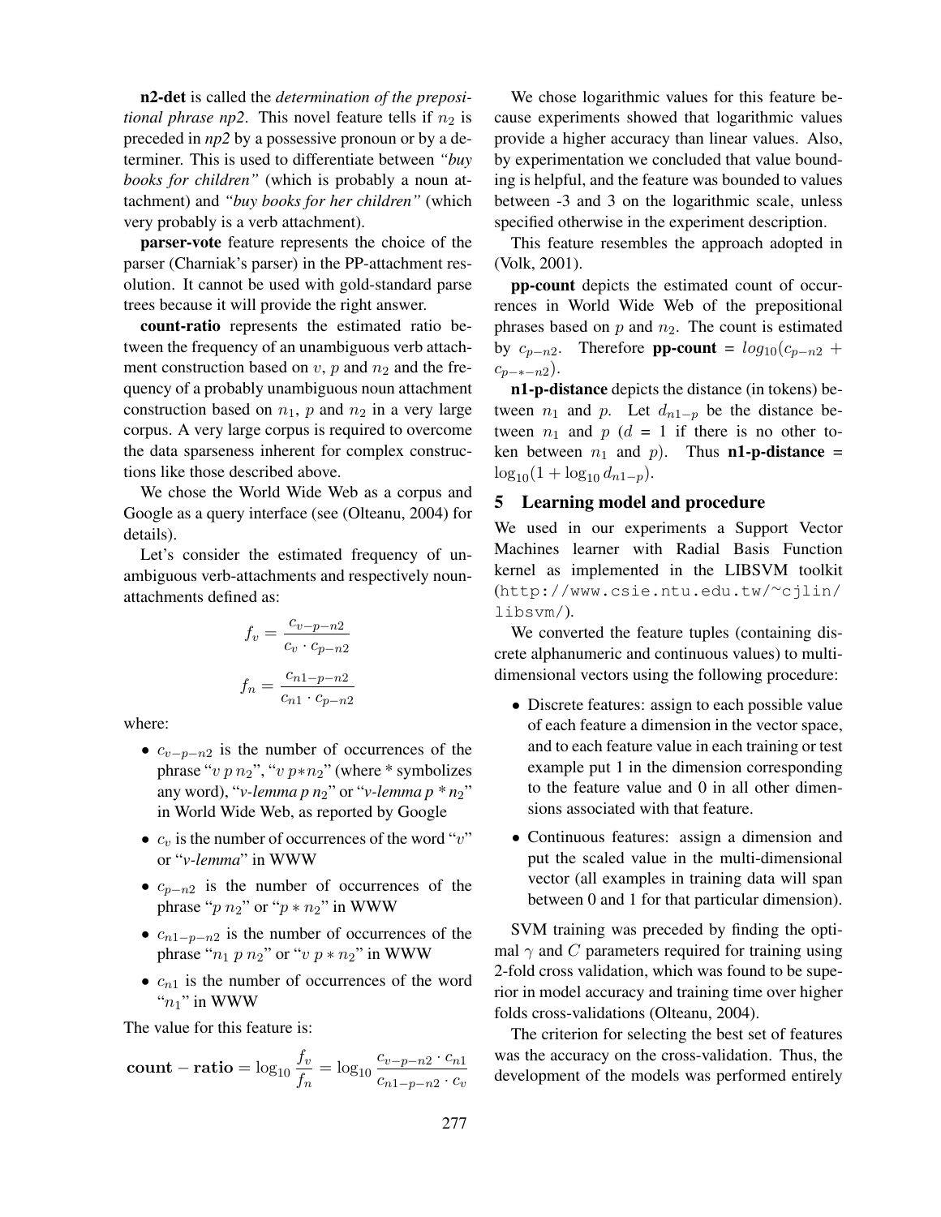**n2-det** is called the *determination of the prepositional phrase np2*. This novel feature tells if $n_2$ is preceded in *np2* by a possessive pronoun or by a determiner. This is used to differentiate between *"buy books for children"* (which is probably a noun attachment) and *"buy books for her children"* (which very probably is a verb attachment).

**parser-vote** feature represents the choice of the parser (Charniak's parser) in the PP-attachment resolution. It cannot be used with gold-standard parse trees because it will provide the right answer.

**count-ratio** represents the estimated ratio between the frequency of an unambiguous verb attachment construction based on $v$, $p$ and $n_2$ and the frequency of a probably unambiguous noun attachment construction based on $n_1$, $p$ and $n_2$ in a very large corpus. A very large corpus is required to overcome the data sparseness inherent for complex constructions like those described above.

We chose the World Wide Web as a corpus and Google as a query interface (see (Olteanu, 2004) for details).

Let's consider the estimated frequency of unambiguous verb-attachments and respectively noun-attachments defined as:

$$f_v = \frac{c_{v-p-n2}}{c_v \cdot c_{p-n2}}$$

$$f_n = \frac{c_{n1-p-n2}}{c_{n1} \cdot c_{p-n2}}$$

where:

- $c_{v-p-n2}$ is the number of occurrences of the phrase "$v$ $p$ $n_2$", "$v$ $p * n_2$" (where * symbolizes any word), "*v-lemma p* $n_2$" or "*v-lemma p* * $n_2$" in World Wide Web, as reported by Google
- $c_v$ is the number of occurrences of the word "$v$" or "*v-lemma*" in WWW
- $c_{p-n2}$ is the number of occurrences of the phrase "$p$ $n_2$" or "$p * n_2$" in WWW
- $c_{n1-p-n2}$ is the number of occurrences of the phrase "$n_1$ $p$ $n_2$" or "$v$ $p * n_2$" in WWW
- $c_{n1}$ is the number of occurrences of the word "$n_1$" in WWW

The value for this feature is:

$$\mathbf{count-ratio} = \log_{10} \frac{f_v}{f_n} = \log_{10} \frac{c_{v-p-n2} \cdot c_{n1}}{c_{n1-p-n2} \cdot c_v}$$

We chose logarithmic values for this feature because experiments showed that logarithmic values provide a higher accuracy than linear values. Also, by experimentation we concluded that value bounding is helpful, and the feature was bounded to values between -3 and 3 on the logarithmic scale, unless specified otherwise in the experiment description.

This feature resembles the approach adopted in (Volk, 2001).

**pp-count** depicts the estimated count of occurrences in World Wide Web of the prepositional phrases based on $p$ and $n_2$. The count is estimated by $c_{p-n2}$. Therefore **pp-count** = $log_{10}(c_{p-n2} + c_{p-*-n2})$.

**n1-p-distance** depicts the distance (in tokens) between $n_1$ and $p$. Let $d_{n1-p}$ be the distance between $n_1$ and $p$ ($d$ = 1 if there is no other token between $n_1$ and $p$). Thus **n1-p-distance** = $\log_{10}(1 + \log_{10} d_{n1-p})$.

## 5 Learning model and procedure

We used in our experiments a Support Vector Machines learner with Radial Basis Function kernel as implemented in the LIBSVM toolkit (http://www.csie.ntu.edu.tw/~cjlin/libsvm/).

We converted the feature tuples (containing discrete alphanumeric and continuous values) to multi-dimensional vectors using the following procedure:

- Discrete features: assign to each possible value of each feature a dimension in the vector space, and to each feature value in each training or test example put 1 in the dimension corresponding to the feature value and 0 in all other dimensions associated with that feature.
- Continuous features: assign a dimension and put the scaled value in the multi-dimensional vector (all examples in training data will span between 0 and 1 for that particular dimension).

SVM training was preceded by finding the optimal $\gamma$ and $C$ parameters required for training using 2-fold cross validation, which was found to be superior in model accuracy and training time over higher folds cross-validations (Olteanu, 2004).

The criterion for selecting the best set of features was the accuracy on the cross-validation. Thus, the development of the models was performed entirely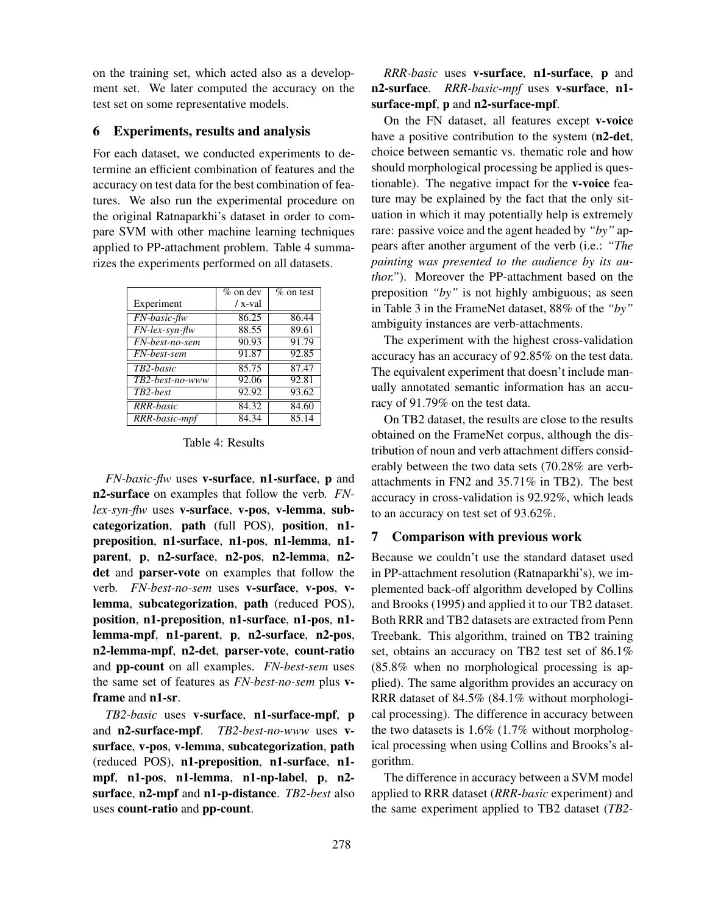on the training set, which acted also as a development set. We later computed the accuracy on the test set on some representative models.

## 6 Experiments, results and analysis

For each dataset, we conducted experiments to determine an efficient combination of features and the accuracy on test data for the best combination of features. We also run the experimental procedure on the original Ratnaparkhi's dataset in order to compare SVM with other machine learning techniques applied to PP-attachment problem. Table 4 summarizes the experiments performed on all datasets.

| Experiment | % on dev / x-val | % on test |
|---|---|---|
| *FN-basic-flw* | 86.25 | 86.44 |
| *FN-lex-syn-flw* | 88.55 | 89.61 |
| *FN-best-no-sem* | 90.93 | 91.79 |
| *FN-best-sem* | 91.87 | 92.85 |
| *TB2-basic* | 85.75 | 87.47 |
| *TB2-best-no-www* | 92.06 | 92.81 |
| *TB2-best* | 92.92 | 93.62 |
| *RRR-basic* | 84.32 | 84.60 |
| *RRR-basic-mpf* | 84.34 | 85.14 |

Table 4: Results

*FN-basic-flw* uses **v-surface**, **n1-surface**, **p** and **n2-surface** on examples that follow the verb. *FN-lex-syn-flw* uses **v-surface**, **v-pos**, **v-lemma**, **subcategorization**, **path** (full POS), **position**, **n1-preposition**, **n1-surface**, **n1-pos**, **n1-lemma**, **n1-parent**, **p**, **n2-surface**, **n2-pos**, **n2-lemma**, **n2-det** and **parser-vote** on examples that follow the verb. *FN-best-no-sem* uses **v-surface**, **v-pos**, **v-lemma**, **subcategorization**, **path** (reduced POS), **position**, **n1-preposition**, **n1-surface**, **n1-pos**, **n1-lemma-mpf**, **n1-parent**, **p**, **n2-surface**, **n2-pos**, **n2-lemma-mpf**, **n2-det**, **parser-vote**, **count-ratio** and **pp-count** on all examples. *FN-best-sem* uses the same set of features as *FN-best-no-sem* plus **v-frame** and **n1-sr**.

*TB2-basic* uses **v-surface**, **n1-surface-mpf**, **p** and **n2-surface-mpf**. *TB2-best-no-www* uses **v-surface**, **v-pos**, **v-lemma**, **subcategorization**, **path** (reduced POS), **n1-preposition**, **n1-surface**, **n1-mpf**, **n1-pos**, **n1-lemma**, **n1-np-label**, **p**, **n2-surface**, **n2-mpf** and **n1-p-distance**. *TB2-best* also uses **count-ratio** and **pp-count**.

*RRR-basic* uses **v-surface**, **n1-surface**, **p** and **n2-surface**. *RRR-basic-mpf* uses **v-surface**, **n1-surface-mpf**, **p** and **n2-surface-mpf**.

On the FN dataset, all features except **v-voice** have a positive contribution to the system (**n2-det**, choice between semantic vs. thematic role and how should morphological processing be applied is questionable). The negative impact for the **v-voice** feature may be explained by the fact that the only situation in which it may potentially help is extremely rare: passive voice and the agent headed by *"by"* appears after another argument of the verb (i.e.: *"The painting was presented to the audience by its author."*). Moreover the PP-attachment based on the preposition *"by"* is not highly ambiguous; as seen in Table 3 in the FrameNet dataset, 88% of the *"by"* ambiguity instances are verb-attachments.

The experiment with the highest cross-validation accuracy has an accuracy of 92.85% on the test data. The equivalent experiment that doesn't include manually annotated semantic information has an accuracy of 91.79% on the test data.

On TB2 dataset, the results are close to the results obtained on the FrameNet corpus, although the distribution of noun and verb attachment differs considerably between the two data sets (70.28% are verb-attachments in FN2 and 35.71% in TB2). The best accuracy in cross-validation is 92.92%, which leads to an accuracy on test set of 93.62%.

## 7 Comparison with previous work

Because we couldn't use the standard dataset used in PP-attachment resolution (Ratnaparkhi's), we implemented back-off algorithm developed by Collins and Brooks (1995) and applied it to our TB2 dataset. Both RRR and TB2 datasets are extracted from Penn Treebank. This algorithm, trained on TB2 training set, obtains an accuracy on TB2 test set of 86.1% (85.8% when no morphological processing is applied). The same algorithm provides an accuracy on RRR dataset of 84.5% (84.1% without morphological processing). The difference in accuracy between the two datasets is 1.6% (1.7% without morphological processing when using Collins and Brooks's algorithm.

The difference in accuracy between a SVM model applied to RRR dataset (*RRR-basic* experiment) and the same experiment applied to TB2 dataset (*TB2-*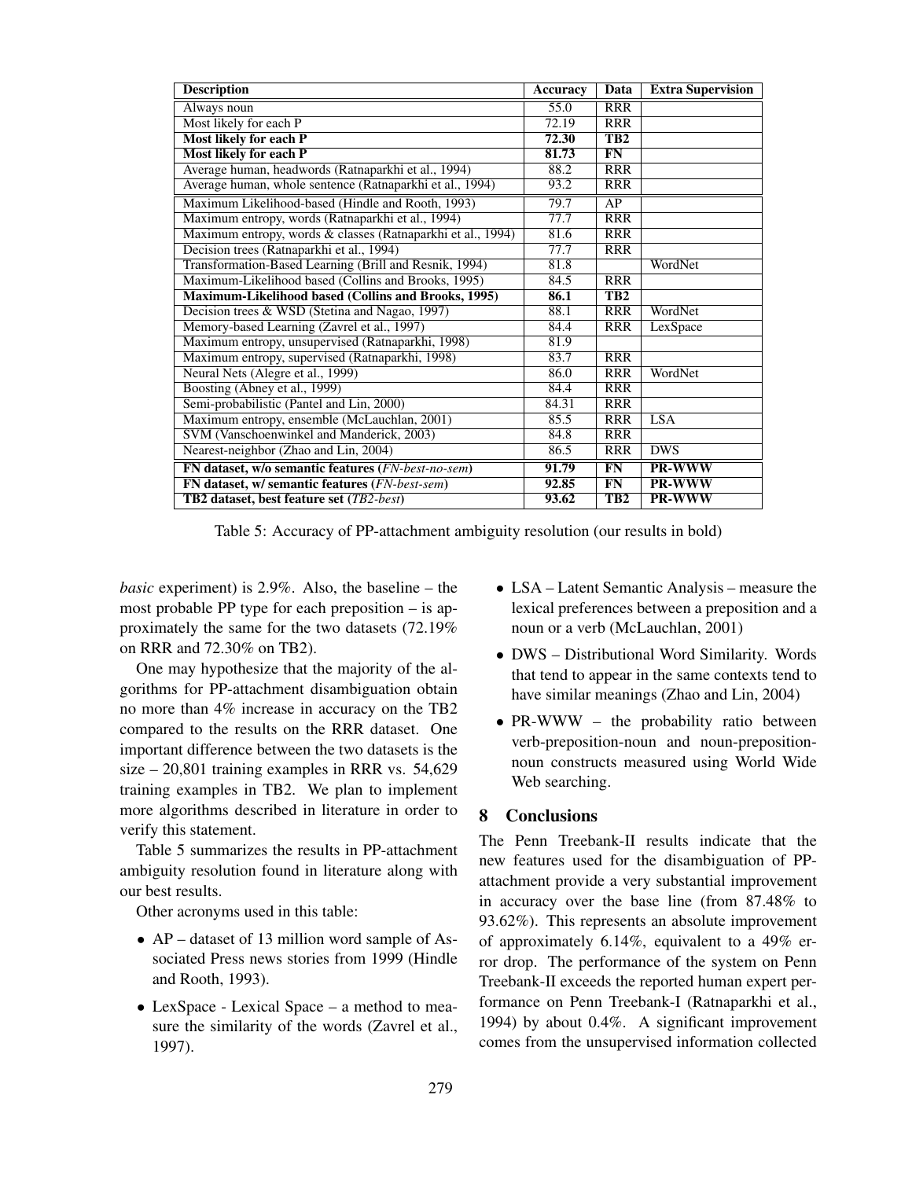| Description | Accuracy | Data | Extra Supervision |
|---|---|---|---|
| Always noun | 55.0 | RRR | |
| Most likely for each P | 72.19 | RRR | |
| **Most likely for each P** | **72.30** | **TB2** | |
| **Most likely for each P** | **81.73** | **FN** | |
| Average human, headwords (Ratnaparkhi et al., 1994) | 88.2 | RRR | |
| Average human, whole sentence (Ratnaparkhi et al., 1994) | 93.2 | RRR | |
| Maximum Likelihood-based (Hindle and Rooth, 1993) | 79.7 | AP | |
| Maximum entropy, words (Ratnaparkhi et al., 1994) | 77.7 | RRR | |
| Maximum entropy, words & classes (Ratnaparkhi et al., 1994) | 81.6 | RRR | |
| Decision trees (Ratnaparkhi et al., 1994) | 77.7 | RRR | |
| Transformation-Based Learning (Brill and Resnik, 1994) | 81.8 | | WordNet |
| Maximum-Likelihood based (Collins and Brooks, 1995) | 84.5 | RRR | |
| **Maximum-Likelihood based (Collins and Brooks, 1995)** | **86.1** | **TB2** | |
| Decision trees & WSD (Stetina and Nagao, 1997) | 88.1 | RRR | WordNet |
| Memory-based Learning (Zavrel et al., 1997) | 84.4 | RRR | LexSpace |
| Maximum entropy, unsupervised (Ratnaparkhi, 1998) | 81.9 | | |
| Maximum entropy, supervised (Ratnaparkhi, 1998) | 83.7 | RRR | |
| Neural Nets (Alegre et al., 1999) | 86.0 | RRR | WordNet |
| Boosting (Abney et al., 1999) | 84.4 | RRR | |
| Semi-probabilistic (Pantel and Lin, 2000) | 84.31 | RRR | |
| Maximum entropy, ensemble (McLauchlan, 2001) | 85.5 | RRR | LSA |
| SVM (Vanschoenwinkel and Manderick, 2003) | 84.8 | RRR | |
| Nearest-neighbor (Zhao and Lin, 2004) | 86.5 | RRR | DWS |
| **FN dataset, w/o semantic features (*FN-best-no-sem*)** | **91.79** | **FN** | **PR-WWW** |
| **FN dataset, w/ semantic features (*FN-best-sem*)** | **92.85** | **FN** | **PR-WWW** |
| **TB2 dataset, best feature set (*TB2-best*)** | **93.62** | **TB2** | **PR-WWW** |

Table 5: Accuracy of PP-attachment ambiguity resolution (our results in bold)

*basic* experiment) is 2.9%. Also, the baseline – the most probable PP type for each preposition – is approximately the same for the two datasets (72.19% on RRR and 72.30% on TB2).

One may hypothesize that the majority of the algorithms for PP-attachment disambiguation obtain no more than 4% increase in accuracy on the TB2 compared to the results on the RRR dataset. One important difference between the two datasets is the size – 20,801 training examples in RRR vs. 54,629 training examples in TB2. We plan to implement more algorithms described in literature in order to verify this statement.

Table 5 summarizes the results in PP-attachment ambiguity resolution found in literature along with our best results.

Other acronyms used in this table:

- AP – dataset of 13 million word sample of Associated Press news stories from 1999 (Hindle and Rooth, 1993).
- LexSpace - Lexical Space – a method to measure the similarity of the words (Zavrel et al., 1997).
- LSA – Latent Semantic Analysis – measure the lexical preferences between a preposition and a noun or a verb (McLauchlan, 2001)
- DWS – Distributional Word Similarity. Words that tend to appear in the same contexts tend to have similar meanings (Zhao and Lin, 2004)
- PR-WWW – the probability ratio between verb-preposition-noun and noun-preposition-noun constructs measured using World Wide Web searching.

## 8 Conclusions

The Penn Treebank-II results indicate that the new features used for the disambiguation of PP-attachment provide a very substantial improvement in accuracy over the base line (from 87.48% to 93.62%). This represents an absolute improvement of approximately 6.14%, equivalent to a 49% error drop. The performance of the system on Penn Treebank-II exceeds the reported human expert performance on Penn Treebank-I (Ratnaparkhi et al., 1994) by about 0.4%. A significant improvement comes from the unsupervised information collected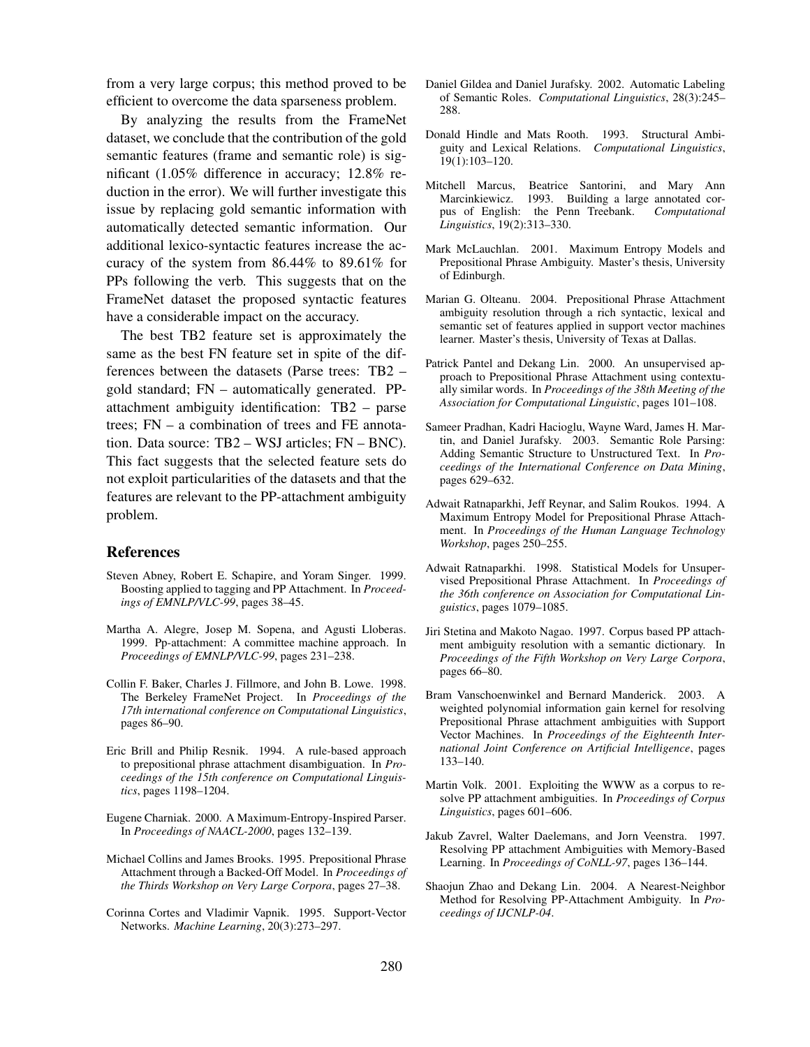from a very large corpus; this method proved to be efficient to overcome the data sparseness problem.

By analyzing the results from the FrameNet dataset, we conclude that the contribution of the gold semantic features (frame and semantic role) is significant (1.05% difference in accuracy; 12.8% reduction in the error). We will further investigate this issue by replacing gold semantic information with automatically detected semantic information. Our additional lexico-syntactic features increase the accuracy of the system from 86.44% to 89.61% for PPs following the verb. This suggests that on the FrameNet dataset the proposed syntactic features have a considerable impact on the accuracy.

The best TB2 feature set is approximately the same as the best FN feature set in spite of the differences between the datasets (Parse trees: TB2 – gold standard; FN – automatically generated. PP-attachment ambiguity identification: TB2 – parse trees; FN – a combination of trees and FE annotation. Data source: TB2 – WSJ articles; FN – BNC). This fact suggests that the selected feature sets do not exploit particularities of the datasets and that the features are relevant to the PP-attachment ambiguity problem.

## References

Steven Abney, Robert E. Schapire, and Yoram Singer. 1999. Boosting applied to tagging and PP Attachment. In *Proceedings of EMNLP/VLC-99*, pages 38–45.

Martha A. Alegre, Josep M. Sopena, and Agusti Lloberas. 1999. Pp-attachment: A committee machine approach. In *Proceedings of EMNLP/VLC-99*, pages 231–238.

Collin F. Baker, Charles J. Fillmore, and John B. Lowe. 1998. The Berkeley FrameNet Project. In *Proceedings of the 17th international conference on Computational Linguistics*, pages 86–90.

Eric Brill and Philip Resnik. 1994. A rule-based approach to prepositional phrase attachment disambiguation. In *Proceedings of the 15th conference on Computational Linguistics*, pages 1198–1204.

Eugene Charniak. 2000. A Maximum-Entropy-Inspired Parser. In *Proceedings of NAACL-2000*, pages 132–139.

Michael Collins and James Brooks. 1995. Prepositional Phrase Attachment through a Backed-Off Model. In *Proceedings of the Thirds Workshop on Very Large Corpora*, pages 27–38.

Corinna Cortes and Vladimir Vapnik. 1995. Support-Vector Networks. *Machine Learning*, 20(3):273–297.

Daniel Gildea and Daniel Jurafsky. 2002. Automatic Labeling of Semantic Roles. *Computational Linguistics*, 28(3):245–288.

Donald Hindle and Mats Rooth. 1993. Structural Ambiguity and Lexical Relations. *Computational Linguistics*, 19(1):103–120.

Mitchell Marcus, Beatrice Santorini, and Mary Ann Marcinkiewicz. 1993. Building a large annotated corpus of English: the Penn Treebank. *Computational Linguistics*, 19(2):313–330.

Mark McLauchlan. 2001. Maximum Entropy Models and Prepositional Phrase Ambiguity. Master's thesis, University of Edinburgh.

Marian G. Olteanu. 2004. Prepositional Phrase Attachment ambiguity resolution through a rich syntactic, lexical and semantic set of features applied in support vector machines learner. Master's thesis, University of Texas at Dallas.

Patrick Pantel and Dekang Lin. 2000. An unsupervised approach to Prepositional Phrase Attachment using contextually similar words. In *Proceedings of the 38th Meeting of the Association for Computational Linguistic*, pages 101–108.

Sameer Pradhan, Kadri Hacioglu, Wayne Ward, James H. Martin, and Daniel Jurafsky. 2003. Semantic Role Parsing: Adding Semantic Structure to Unstructured Text. In *Proceedings of the International Conference on Data Mining*, pages 629–632.

Adwait Ratnaparkhi, Jeff Reynar, and Salim Roukos. 1994. A Maximum Entropy Model for Prepositional Phrase Attachment. In *Proceedings of the Human Language Technology Workshop*, pages 250–255.

Adwait Ratnaparkhi. 1998. Statistical Models for Unsupervised Prepositional Phrase Attachment. In *Proceedings of the 36th conference on Association for Computational Linguistics*, pages 1079–1085.

Jiri Stetina and Makoto Nagao. 1997. Corpus based PP attachment ambiguity resolution with a semantic dictionary. In *Proceedings of the Fifth Workshop on Very Large Corpora*, pages 66–80.

Bram Vanschoenwinkel and Bernard Manderick. 2003. A weighted polynomial information gain kernel for resolving Prepositional Phrase attachment ambiguities with Support Vector Machines. In *Proceedings of the Eighteenth International Joint Conference on Artificial Intelligence*, pages 133–140.

Martin Volk. 2001. Exploiting the WWW as a corpus to resolve PP attachment ambiguities. In *Proceedings of Corpus Linguistics*, pages 601–606.

Jakub Zavrel, Walter Daelemans, and Jorn Veenstra. 1997. Resolving PP attachment Ambiguities with Memory-Based Learning. In *Proceedings of CoNLL-97*, pages 136–144.

Shaojun Zhao and Dekang Lin. 2004. A Nearest-Neighbor Method for Resolving PP-Attachment Ambiguity. In *Proceedings of IJCNLP-04*.